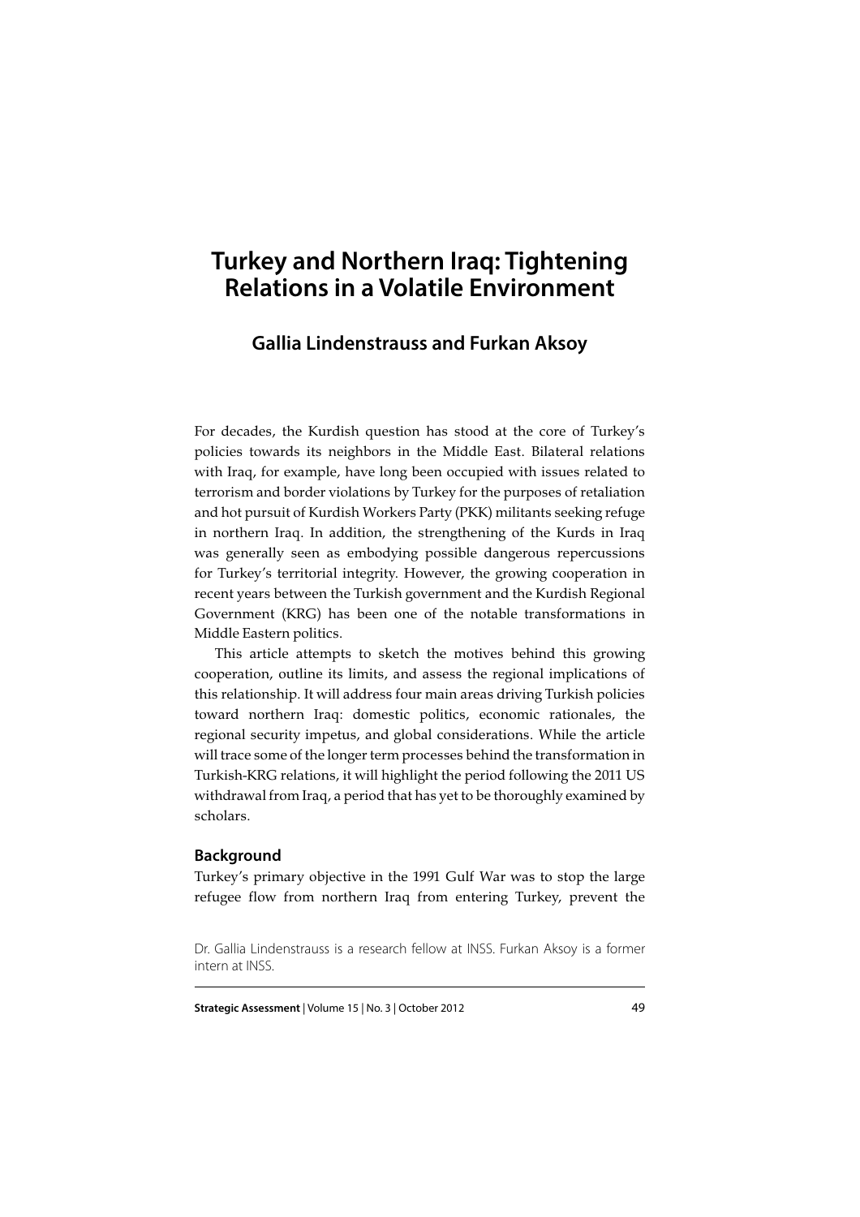# Turkey and Northern Iraq: Tightening Relations in a Volatile Environment

## Gallia Lindenstrauss and Furkan Aksoy

For decades, the Kurdish question has stood at the core of Turkey's policies towards its neighbors in the Middle East. Bilateral relations with Iraq, for example, have long been occupied with issues related to terrorism and border violations by Turkey for the purposes of retaliation and hot pursuit of Kurdish Workers Party (PKK) militants seeking refuge in northern Iraq. In addition, the strengthening of the Kurds in Iraq was generally seen as embodying possible dangerous repercussions for Turkey's territorial integrity. However, the growing cooperation in recent years between the Turkish government and the Kurdish Regional Government (KRG) has been one of the notable transformations in Middle Eastern politics.

This article attempts to sketch the motives behind this growing cooperation, outline its limits, and assess the regional implications of this relationship. It will address four main areas driving Turkish policies toward northern Iraq: domestic politics, economic rationales, the regional security impetus, and global considerations. While the article will trace some of the longer term processes behind the transformation in Turkish-KRG relations, it will highlight the period following the 2011 US withdrawal from Iraq, a period that has yet to be thoroughly examined by scholars.

### Background

Turkey's primary objective in the 1991 Gulf War was to stop the large refugee flow from northern Iraq from entering Turkey, prevent the

Dr. Gallia Lindenstrauss is a research fellow at INSS. Furkan Aksoy is a former intern at INSS.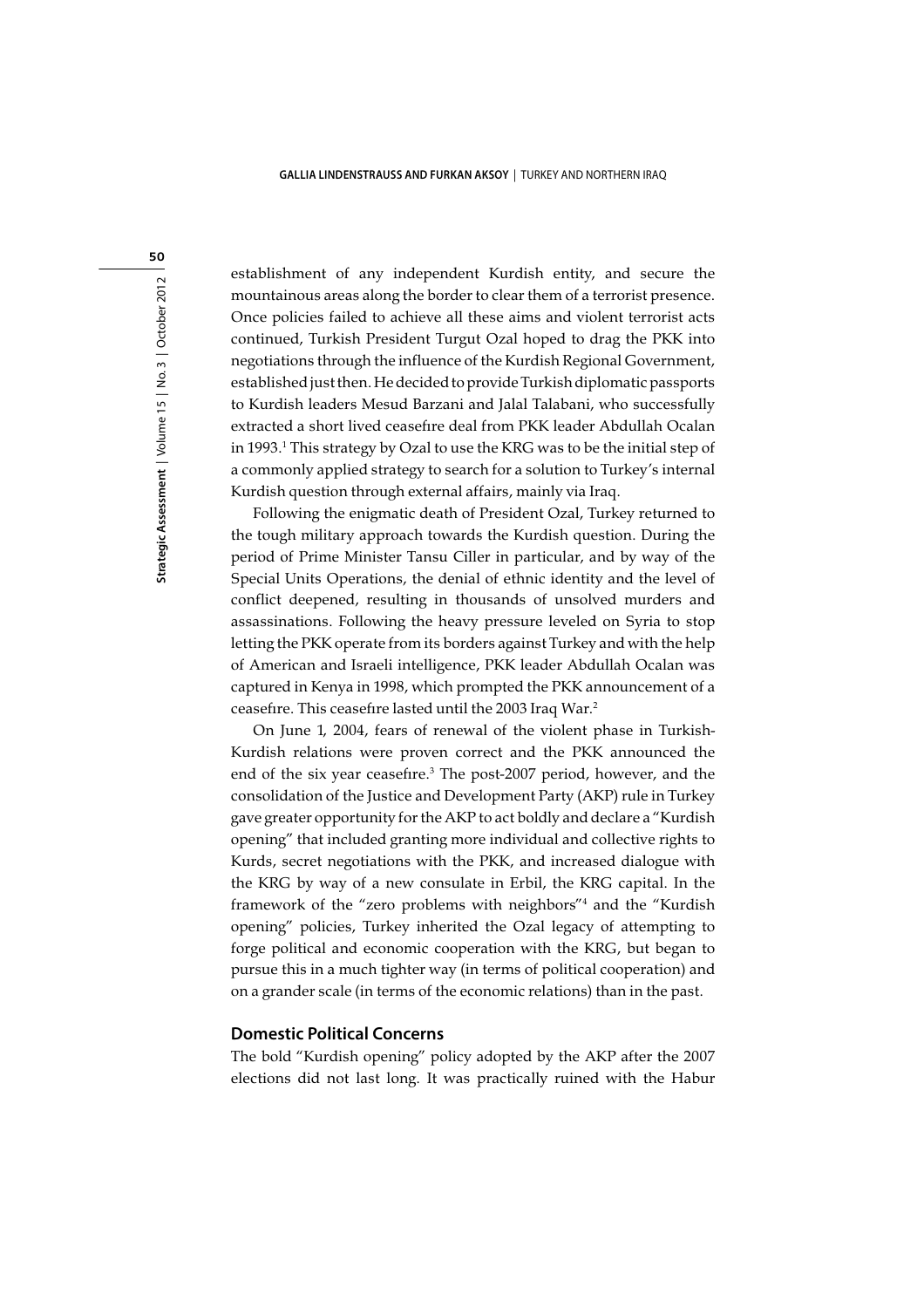establishment of any independent Kurdish entity, and secure the mountainous areas along the border to clear them of a terrorist presence. Once policies failed to achieve all these aims and violent terrorist acts continued, Turkish President Turgut Ozal hoped to drag the PKK into negotiations through the influence of the Kurdish Regional Government, established just then. He decided to provide Turkish diplomatic passports to Kurdish leaders Mesud Barzani and Jalal Talabani, who successfully extracted a short lived ceasefire deal from PKK leader Abdullah Ocalan in 1993.[1] This strategy by Ozal to use the KRG was to be the initial step of a commonly applied strategy to search for a solution to Turkey's internal Kurdish question through external affairs, mainly via Iraq.

Following the enigmatic death of President Ozal, Turkey returned to the tough military approach towards the Kurdish question. During the period of Prime Minister Tansu Ciller in particular, and by way of the Special Units Operations, the denial of ethnic identity and the level of conflict deepened, resulting in thousands of unsolved murders and assassinations. Following the heavy pressure leveled on Syria to stop letting the PKK operate from its borders against Turkey and with the help of American and Israeli intelligence, PKK leader Abdullah Ocalan was captured in Kenya in 1998, which prompted the PKK announcement of a ceasefire. This ceasefire lasted until the 2003 Iraq War.[2]

On June 1, 2004, fears of renewal of the violent phase in Turkish-Kurdish relations were proven correct and the PKK announced the end of the six year ceasefire.[3] The post-2007 period, however, and the consolidation of the Justice and Development Party (AKP) rule in Turkey gave greater opportunity for the AKP to act boldly and declare a "Kurdish opening" that included granting more individual and collective rights to Kurds, secret negotiations with the PKK, and increased dialogue with the KRG by way of a new consulate in Erbil, the KRG capital. In the framework of the "zero problems with neighbors"[4] and the "Kurdish opening" policies, Turkey inherited the Ozal legacy of attempting to forge political and economic cooperation with the KRG, but began to pursue this in a much tighter way (in terms of political cooperation) and on a grander scale (in terms of the economic relations) than in the past.

## Domestic Political Concerns

The bold "Kurdish opening" policy adopted by the AKP after the 2007 elections did not last long. It was practically ruined with the Habur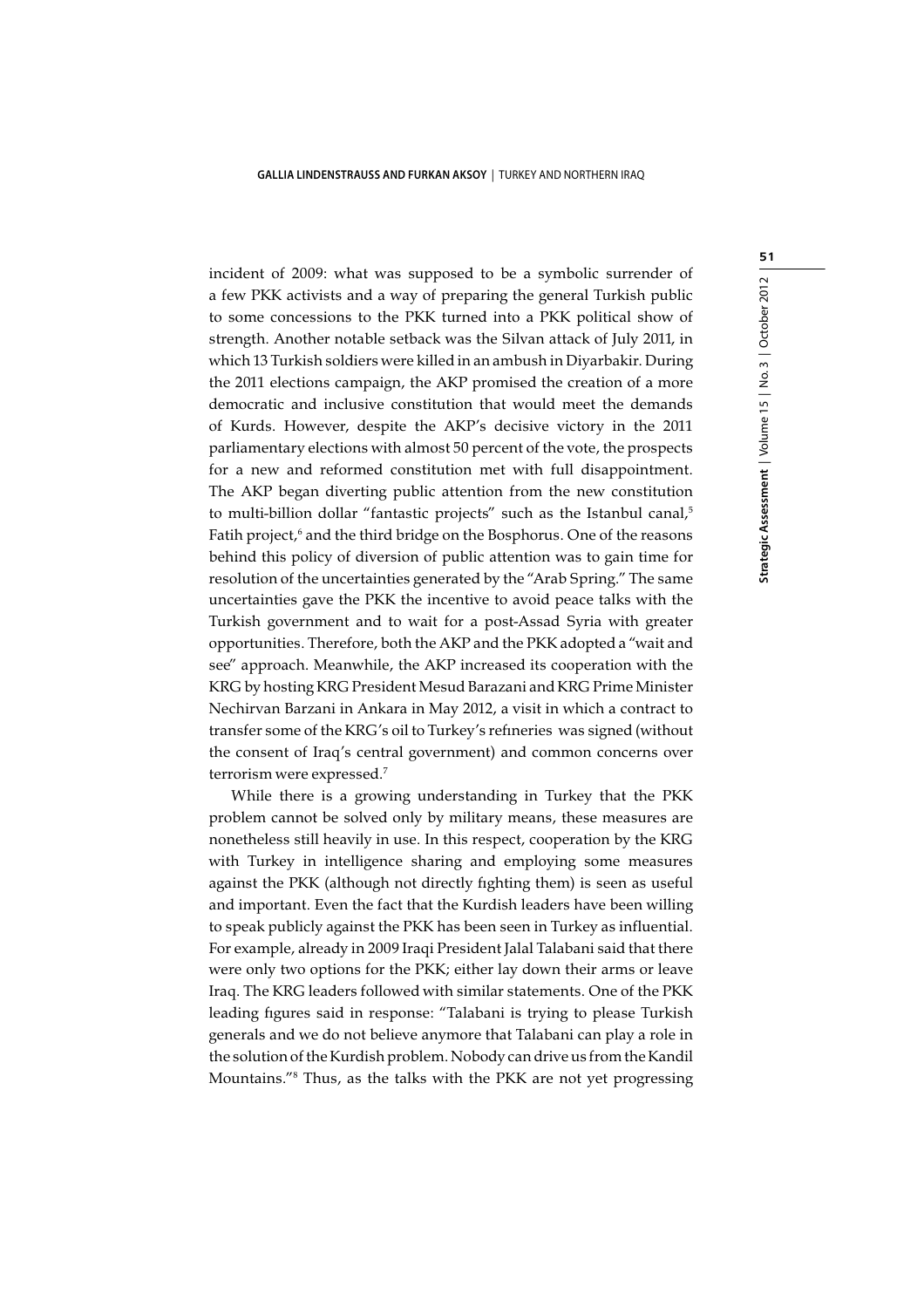incident of 2009: what was supposed to be a symbolic surrender of a few PKK activists and a way of preparing the general Turkish public to some concessions to the PKK turned into a PKK political show of strength. Another notable setback was the Silvan attack of July 2011, in which 13 Turkish soldiers were killed in an ambush in Diyarbakir. During the 2011 elections campaign, the AKP promised the creation of a more democratic and inclusive constitution that would meet the demands of Kurds. However, despite the AKP's decisive victory in the 2011 parliamentary elections with almost 50 percent of the vote, the prospects for a new and reformed constitution met with full disappointment. The AKP began diverting public attention from the new constitution to multi-billion dollar "fantastic projects" such as the Istanbul canal,[5] Fatih project,[6] and the third bridge on the Bosphorus. One of the reasons behind this policy of diversion of public attention was to gain time for resolution of the uncertainties generated by the "Arab Spring." The same uncertainties gave the PKK the incentive to avoid peace talks with the Turkish government and to wait for a post-Assad Syria with greater opportunities. Therefore, both the AKP and the PKK adopted a "wait and see" approach. Meanwhile, the AKP increased its cooperation with the KRG by hosting KRG President Mesud Barazani and KRG Prime Minister Nechirvan Barzani in Ankara in May 2012, a visit in which a contract to transfer some of the KRG's oil to Turkey's refineries was signed (without the consent of Iraq's central government) and common concerns over terrorism were expressed.[7]

While there is a growing understanding in Turkey that the PKK problem cannot be solved only by military means, these measures are nonetheless still heavily in use. In this respect, cooperation by the KRG with Turkey in intelligence sharing and employing some measures against the PKK (although not directly fighting them) is seen as useful and important. Even the fact that the Kurdish leaders have been willing to speak publicly against the PKK has been seen in Turkey as influential. For example, already in 2009 Iraqi President Jalal Talabani said that there were only two options for the PKK; either lay down their arms or leave Iraq. The KRG leaders followed with similar statements. One of the PKK leading figures said in response: "Talabani is trying to please Turkish generals and we do not believe anymore that Talabani can play a role in the solution of the Kurdish problem. Nobody can drive us from the Kandil Mountains."[8] Thus, as the talks with the PKK are not yet progressing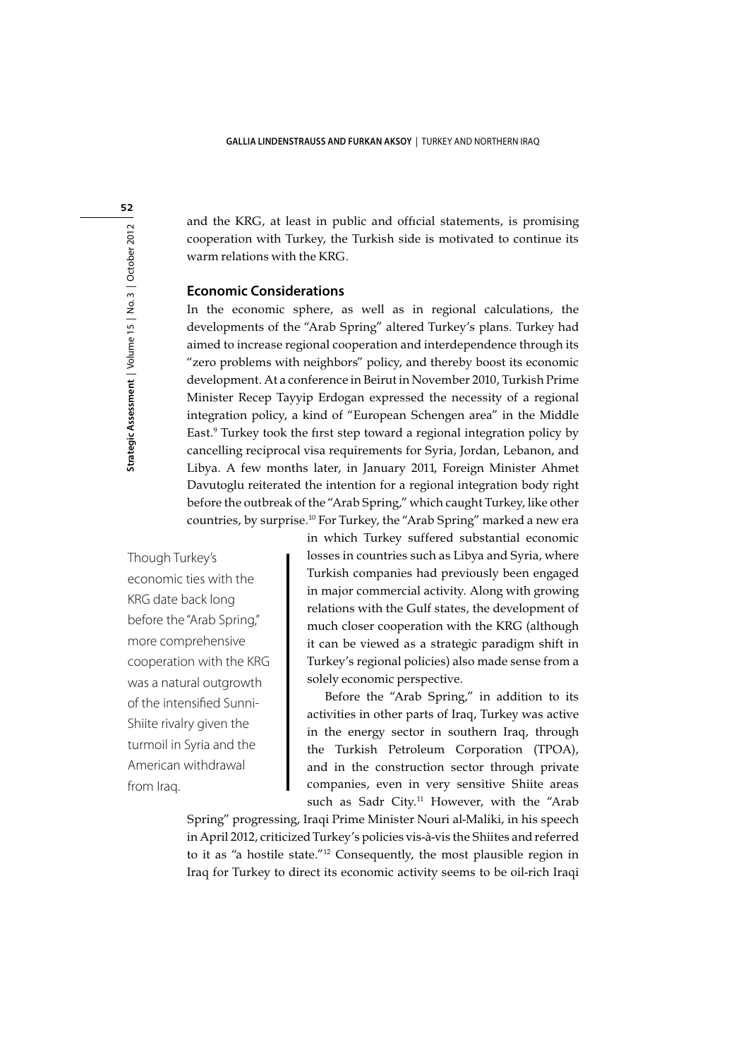and the KRG, at least in public and official statements, is promising cooperation with Turkey, the Turkish side is motivated to continue its warm relations with the KRG.

## Economic Considerations

In the economic sphere, as well as in regional calculations, the developments of the "Arab Spring" altered Turkey's plans. Turkey had aimed to increase regional cooperation and interdependence through its "zero problems with neighbors" policy, and thereby boost its economic development. At a conference in Beirut in November 2010, Turkish Prime Minister Recep Tayyip Erdogan expressed the necessity of a regional integration policy, a kind of "European Schengen area" in the Middle East.[9] Turkey took the first step toward a regional integration policy by cancelling reciprocal visa requirements for Syria, Jordan, Lebanon, and Libya. A few months later, in January 2011, Foreign Minister Ahmet Davutoglu reiterated the intention for a regional integration body right before the outbreak of the "Arab Spring," which caught Turkey, like other countries, by surprise.[10] For Turkey, the "Arab Spring" marked a new era in which Turkey suffered substantial economic losses in countries such as Libya and Syria, where Turkish companies had previously been engaged in major commercial activity. Along with growing relations with the Gulf states, the development of much closer cooperation with the KRG (although it can be viewed as a strategic paradigm shift in Turkey's regional policies) also made sense from a solely economic perspective.

> Though Turkey's economic ties with the KRG date back long before the "Arab Spring," more comprehensive cooperation with the KRG was a natural outgrowth of the intensified Sunni-Shiite rivalry given the turmoil in Syria and the American withdrawal from Iraq.

Before the "Arab Spring," in addition to its activities in other parts of Iraq, Turkey was active in the energy sector in southern Iraq, through the Turkish Petroleum Corporation (TPOA), and in the construction sector through private companies, even in very sensitive Shiite areas such as Sadr City.[11] However, with the "Arab Spring" progressing, Iraqi Prime Minister Nouri al-Maliki, in his speech in April 2012, criticized Turkey's policies vis-à-vis the Shiites and referred to it as "a hostile state."[12] Consequently, the most plausible region in Iraq for Turkey to direct its economic activity seems to be oil-rich Iraqi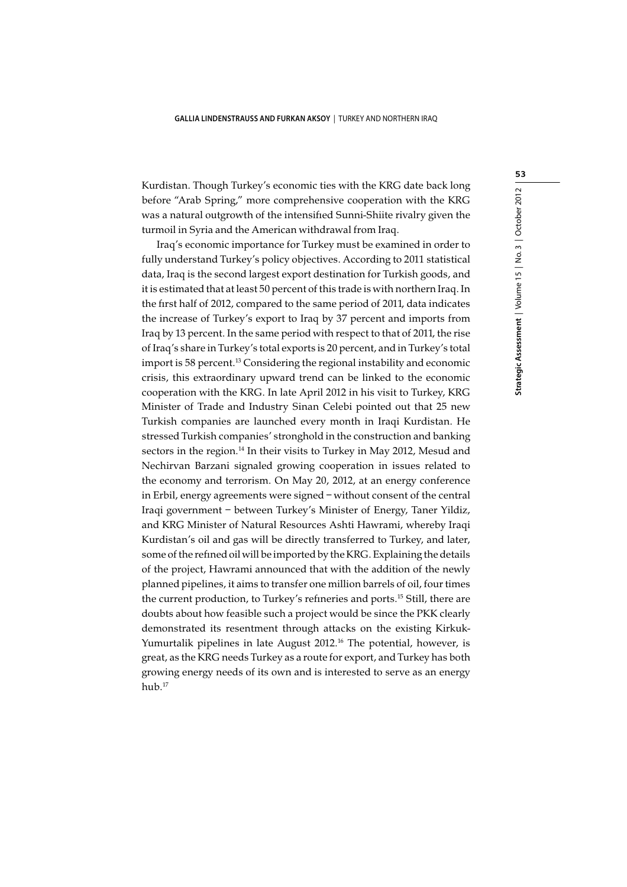Kurdistan. Though Turkey's economic ties with the KRG date back long before "Arab Spring," more comprehensive cooperation with the KRG was a natural outgrowth of the intensified Sunni-Shiite rivalry given the turmoil in Syria and the American withdrawal from Iraq.

Iraq's economic importance for Turkey must be examined in order to fully understand Turkey's policy objectives. According to 2011 statistical data, Iraq is the second largest export destination for Turkish goods, and it is estimated that at least 50 percent of this trade is with northern Iraq. In the first half of 2012, compared to the same period of 2011, data indicates the increase of Turkey's export to Iraq by 37 percent and imports from Iraq by 13 percent. In the same period with respect to that of 2011, the rise of Iraq's share in Turkey's total exports is 20 percent, and in Turkey's total import is 58 percent.[13] Considering the regional instability and economic crisis, this extraordinary upward trend can be linked to the economic cooperation with the KRG. In late April 2012 in his visit to Turkey, KRG Minister of Trade and Industry Sinan Celebi pointed out that 25 new Turkish companies are launched every month in Iraqi Kurdistan. He stressed Turkish companies' stronghold in the construction and banking sectors in the region.[14] In their visits to Turkey in May 2012, Mesud and Nechirvan Barzani signaled growing cooperation in issues related to the economy and terrorism. On May 20, 2012, at an energy conference in Erbil, energy agreements were signed – without consent of the central Iraqi government – between Turkey's Minister of Energy, Taner Yildiz, and KRG Minister of Natural Resources Ashti Hawrami, whereby Iraqi Kurdistan's oil and gas will be directly transferred to Turkey, and later, some of the refined oil will be imported by the KRG. Explaining the details of the project, Hawrami announced that with the addition of the newly planned pipelines, it aims to transfer one million barrels of oil, four times the current production, to Turkey's refineries and ports.[15] Still, there are doubts about how feasible such a project would be since the PKK clearly demonstrated its resentment through attacks on the existing Kirkuk-Yumurtalik pipelines in late August 2012.[16] The potential, however, is great, as the KRG needs Turkey as a route for export, and Turkey has both growing energy needs of its own and is interested to serve as an energy hub.[17]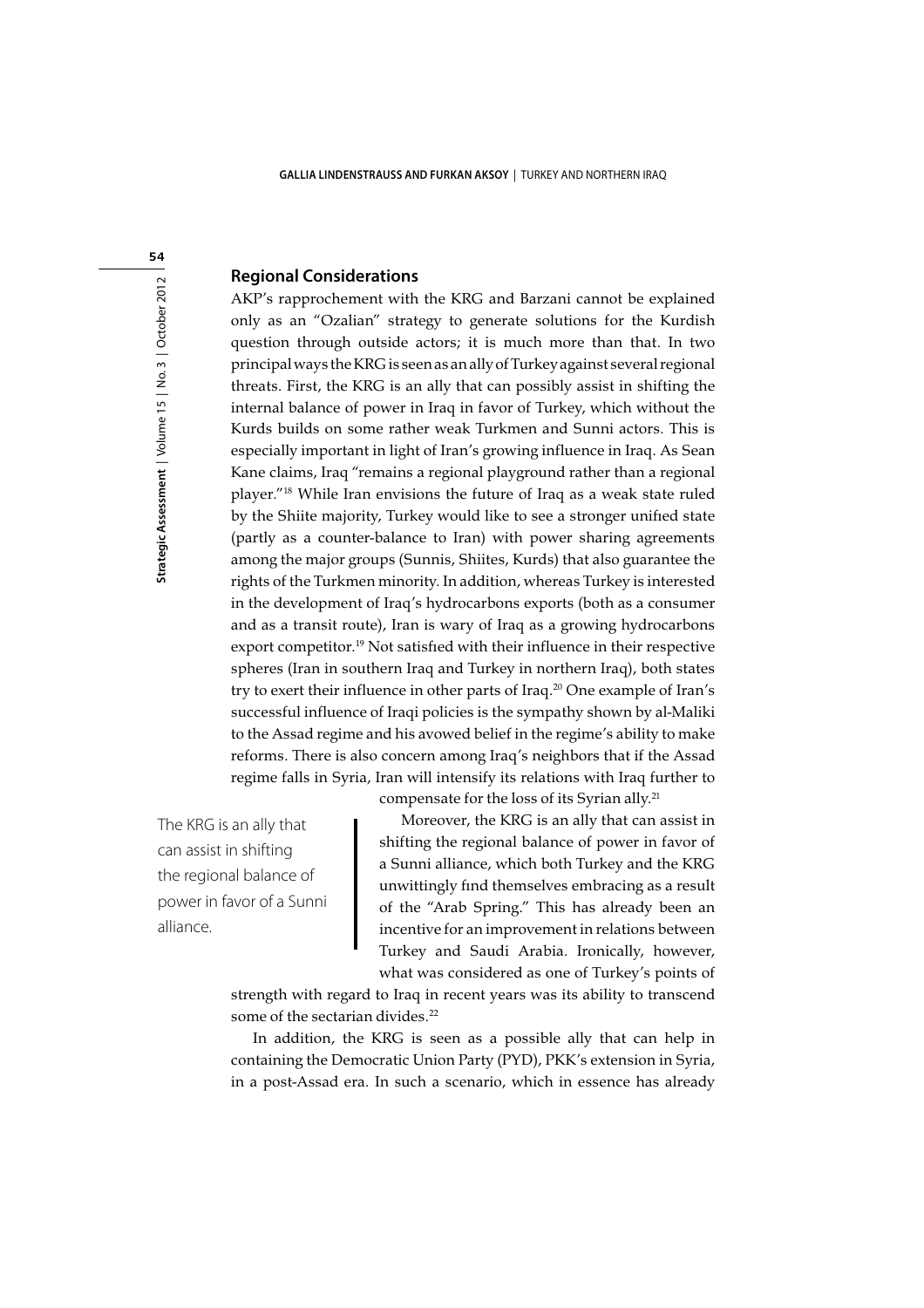## Regional Considerations

AKP's rapprochement with the KRG and Barzani cannot be explained only as an "Ozalian" strategy to generate solutions for the Kurdish question through outside actors; it is much more than that. In two principal ways the KRG is seen as an ally of Turkey against several regional threats. First, the KRG is an ally that can possibly assist in shifting the internal balance of power in Iraq in favor of Turkey, which without the Kurds builds on some rather weak Turkmen and Sunni actors. This is especially important in light of Iran's growing influence in Iraq. As Sean Kane claims, Iraq "remains a regional playground rather than a regional player."[18] While Iran envisions the future of Iraq as a weak state ruled by the Shiite majority, Turkey would like to see a stronger unified state (partly as a counter-balance to Iran) with power sharing agreements among the major groups (Sunnis, Shiites, Kurds) that also guarantee the rights of the Turkmen minority. In addition, whereas Turkey is interested in the development of Iraq's hydrocarbons exports (both as a consumer and as a transit route), Iran is wary of Iraq as a growing hydrocarbons export competitor.[19] Not satisfied with their influence in their respective spheres (Iran in southern Iraq and Turkey in northern Iraq), both states try to exert their influence in other parts of Iraq.[20] One example of Iran's successful influence of Iraqi policies is the sympathy shown by al-Maliki to the Assad regime and his avowed belief in the regime's ability to make reforms. There is also concern among Iraq's neighbors that if the Assad regime falls in Syria, Iran will intensify its relations with Iraq further to compensate for the loss of its Syrian ally.[21]

> The KRG is an ally that can assist in shifting the regional balance of power in favor of a Sunni alliance.

Moreover, the KRG is an ally that can assist in shifting the regional balance of power in favor of a Sunni alliance, which both Turkey and the KRG unwittingly find themselves embracing as a result of the "Arab Spring." This has already been an incentive for an improvement in relations between Turkey and Saudi Arabia. Ironically, however, what was considered as one of Turkey's points of strength with regard to Iraq in recent years was its ability to transcend some of the sectarian divides.[22]

In addition, the KRG is seen as a possible ally that can help in containing the Democratic Union Party (PYD), PKK's extension in Syria, in a post-Assad era. In such a scenario, which in essence has already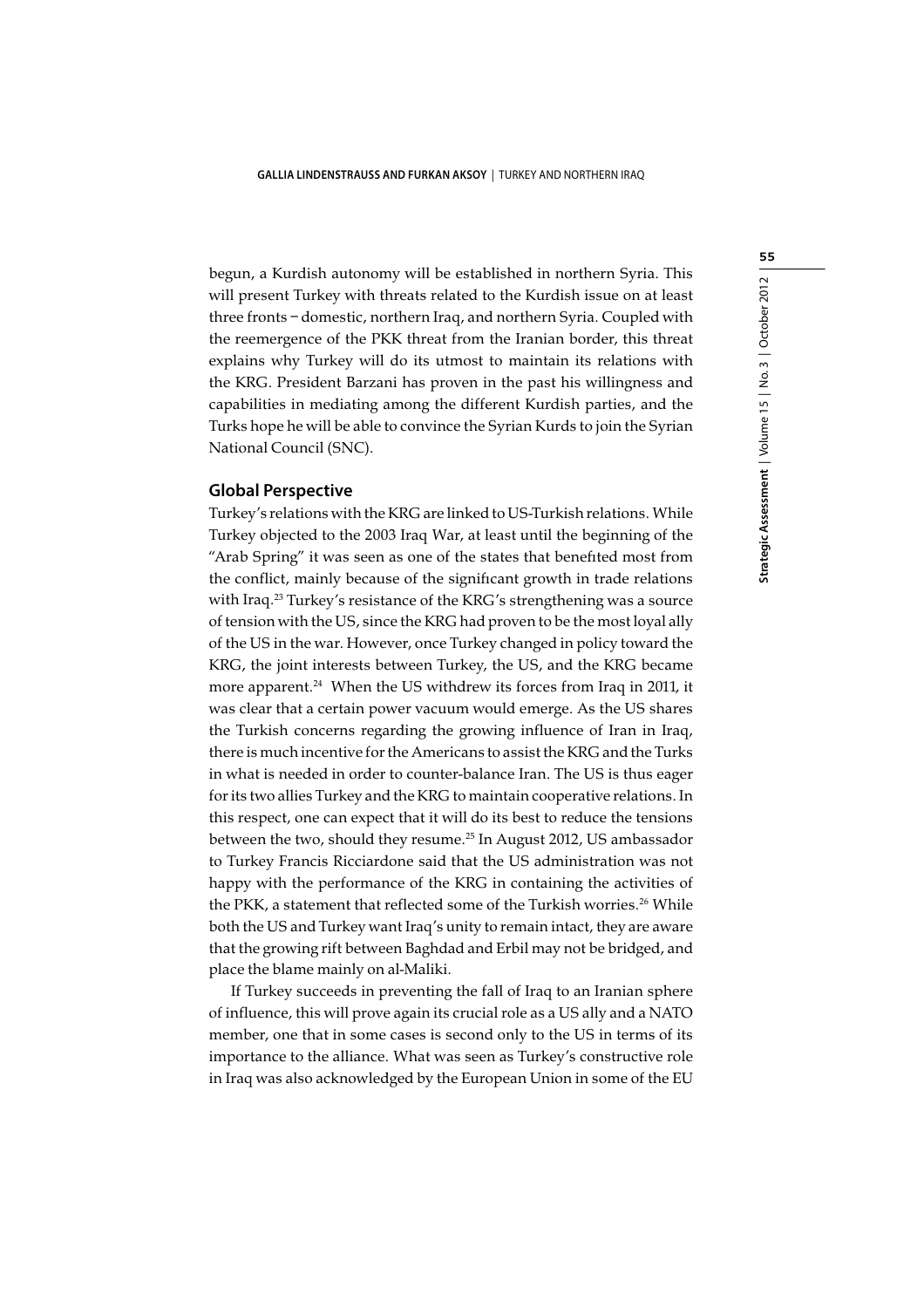begun, a Kurdish autonomy will be established in northern Syria. This will present Turkey with threats related to the Kurdish issue on at least three fronts – domestic, northern Iraq, and northern Syria. Coupled with the reemergence of the PKK threat from the Iranian border, this threat explains why Turkey will do its utmost to maintain its relations with the KRG. President Barzani has proven in the past his willingness and capabilities in mediating among the different Kurdish parties, and the Turks hope he will be able to convince the Syrian Kurds to join the Syrian National Council (SNC).

## Global Perspective

Turkey's relations with the KRG are linked to US-Turkish relations. While Turkey objected to the 2003 Iraq War, at least until the beginning of the "Arab Spring" it was seen as one of the states that benefited most from the conflict, mainly because of the significant growth in trade relations with Iraq.[23] Turkey's resistance of the KRG's strengthening was a source of tension with the US, since the KRG had proven to be the most loyal ally of the US in the war. However, once Turkey changed in policy toward the KRG, the joint interests between Turkey, the US, and the KRG became more apparent.[24] When the US withdrew its forces from Iraq in 2011, it was clear that a certain power vacuum would emerge. As the US shares the Turkish concerns regarding the growing influence of Iran in Iraq, there is much incentive for the Americans to assist the KRG and the Turks in what is needed in order to counter-balance Iran. The US is thus eager for its two allies Turkey and the KRG to maintain cooperative relations. In this respect, one can expect that it will do its best to reduce the tensions between the two, should they resume.[25] In August 2012, US ambassador to Turkey Francis Ricciardone said that the US administration was not happy with the performance of the KRG in containing the activities of the PKK, a statement that reflected some of the Turkish worries.[26] While both the US and Turkey want Iraq's unity to remain intact, they are aware that the growing rift between Baghdad and Erbil may not be bridged, and place the blame mainly on al-Maliki.

If Turkey succeeds in preventing the fall of Iraq to an Iranian sphere of influence, this will prove again its crucial role as a US ally and a NATO member, one that in some cases is second only to the US in terms of its importance to the alliance. What was seen as Turkey's constructive role in Iraq was also acknowledged by the European Union in some of the EU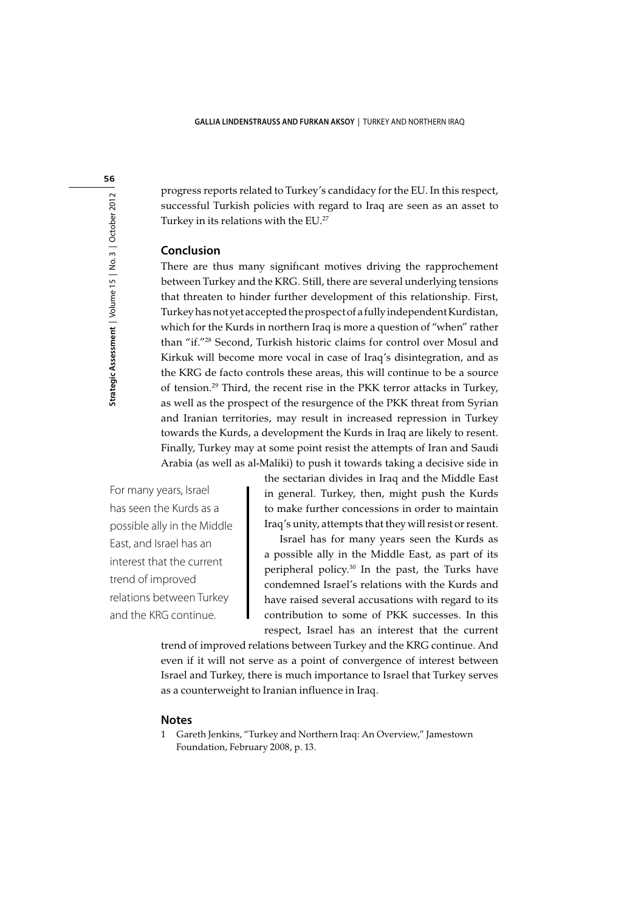progress reports related to Turkey's candidacy for the EU. In this respect, successful Turkish policies with regard to Iraq are seen as an asset to Turkey in its relations with the EU.[27]

## Conclusion

There are thus many significant motives driving the rapprochement between Turkey and the KRG. Still, there are several underlying tensions that threaten to hinder further development of this relationship. First, Turkey has not yet accepted the prospect of a fully independent Kurdistan, which for the Kurds in northern Iraq is more a question of "when" rather than "if."[28] Second, Turkish historic claims for control over Mosul and Kirkuk will become more vocal in case of Iraq's disintegration, and as the KRG de facto controls these areas, this will continue to be a source of tension.[29] Third, the recent rise in the PKK terror attacks in Turkey, as well as the prospect of the resurgence of the PKK threat from Syrian and Iranian territories, may result in increased repression in Turkey towards the Kurds, a development the Kurds in Iraq are likely to resent. Finally, Turkey may at some point resist the attempts of Iran and Saudi Arabia (as well as al-Maliki) to push it towards taking a decisive side in the sectarian divides in Iraq and the Middle East in general. Turkey, then, might push the Kurds to make further concessions in order to maintain Iraq's unity, attempts that they will resist or resent.

> For many years, Israel has seen the Kurds as a possible ally in the Middle East, and Israel has an interest that the current trend of improved relations between Turkey and the KRG continue.

Israel has for many years seen the Kurds as a possible ally in the Middle East, as part of its peripheral policy.[30] In the past, the Turks have condemned Israel's relations with the Kurds and have raised several accusations with regard to its contribution to some of PKK successes. In this respect, Israel has an interest that the current trend of improved relations between Turkey and the KRG continue. And even if it will not serve as a point of convergence of interest between Israel and Turkey, there is much importance to Israel that Turkey serves as a counterweight to Iranian influence in Iraq.

## Notes

1 Gareth Jenkins, "Turkey and Northern Iraq: An Overview," Jamestown Foundation, February 2008, p. 13.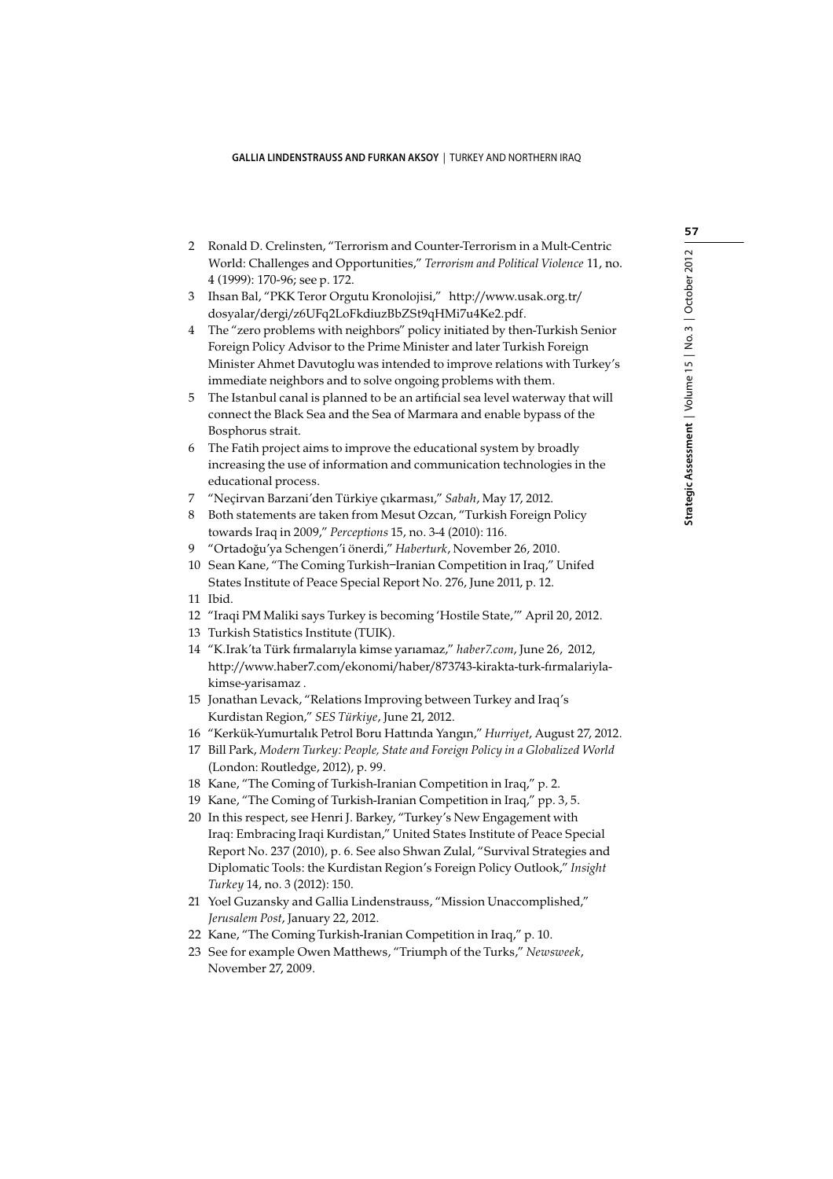2 Ronald D. Crelinsten, "Terrorism and Counter-Terrorism in a Mult-Centric World: Challenges and Opportunities," *Terrorism and Political Violence* 11, no. 4 (1999): 170-96; see p. 172.
3 Ihsan Bal, "PKK Teror Orgutu Kronolojisi," http://www.usak.org.tr/dosyalar/dergi/z6UFq2LoFkdiuzBbZSt9qHMi7u4Ke2.pdf.
4 The "zero problems with neighbors" policy initiated by then-Turkish Senior Foreign Policy Advisor to the Prime Minister and later Turkish Foreign Minister Ahmet Davutoglu was intended to improve relations with Turkey's immediate neighbors and to solve ongoing problems with them.
5 The Istanbul canal is planned to be an artificial sea level waterway that will connect the Black Sea and the Sea of Marmara and enable bypass of the Bosphorus strait.
6 The Fatih project aims to improve the educational system by broadly increasing the use of information and communication technologies in the educational process.
7 "Neçirvan Barzani'den Türkiye çıkarması," *Sabah*, May 17, 2012.
8 Both statements are taken from Mesut Ozcan, "Turkish Foreign Policy towards Iraq in 2009," *Perceptions* 15, no. 3-4 (2010): 116.
9 "Ortadoğu'ya Schengen'i önerdi," *Haberturk*, November 26, 2010.
10 Sean Kane, "The Coming Turkish–Iranian Competition in Iraq," Unifed States Institute of Peace Special Report No. 276, June 2011, p. 12.
11 Ibid.
12 "Iraqi PM Maliki says Turkey is becoming 'Hostile State,'" April 20, 2012.
13 Turkish Statistics Institute (TUIK).
14 "K.Irak'ta Türk fırmalarıyla kimse yarıamaz," *haber7.com*, June 26, 2012, http://www.haber7.com/ekonomi/haber/873743-kirakta-turk-fırmalariyla-kimse-yarisamaz .
15 Jonathan Levack, "Relations Improving between Turkey and Iraq's Kurdistan Region," *SES Türkiye*, June 21, 2012.
16 "Kerkük-Yumurtalık Petrol Boru Hattında Yangın," *Hurriyet*, August 27, 2012.
17 Bill Park, *Modern Turkey: People, State and Foreign Policy in a Globalized World* (London: Routledge, 2012), p. 99.
18 Kane, "The Coming of Turkish-Iranian Competition in Iraq," p. 2.
19 Kane, "The Coming of Turkish-Iranian Competition in Iraq," pp. 3, 5.
20 In this respect, see Henri J. Barkey, "Turkey's New Engagement with Iraq: Embracing Iraqi Kurdistan," United States Institute of Peace Special Report No. 237 (2010), p. 6. See also Shwan Zulal, "Survival Strategies and Diplomatic Tools: the Kurdistan Region's Foreign Policy Outlook," *Insight Turkey* 14, no. 3 (2012): 150.
21 Yoel Guzansky and Gallia Lindenstrauss, "Mission Unaccomplished," *Jerusalem Post*, January 22, 2012.
22 Kane, "The Coming Turkish-Iranian Competition in Iraq," p. 10.
23 See for example Owen Matthews, "Triumph of the Turks," *Newsweek*, November 27, 2009.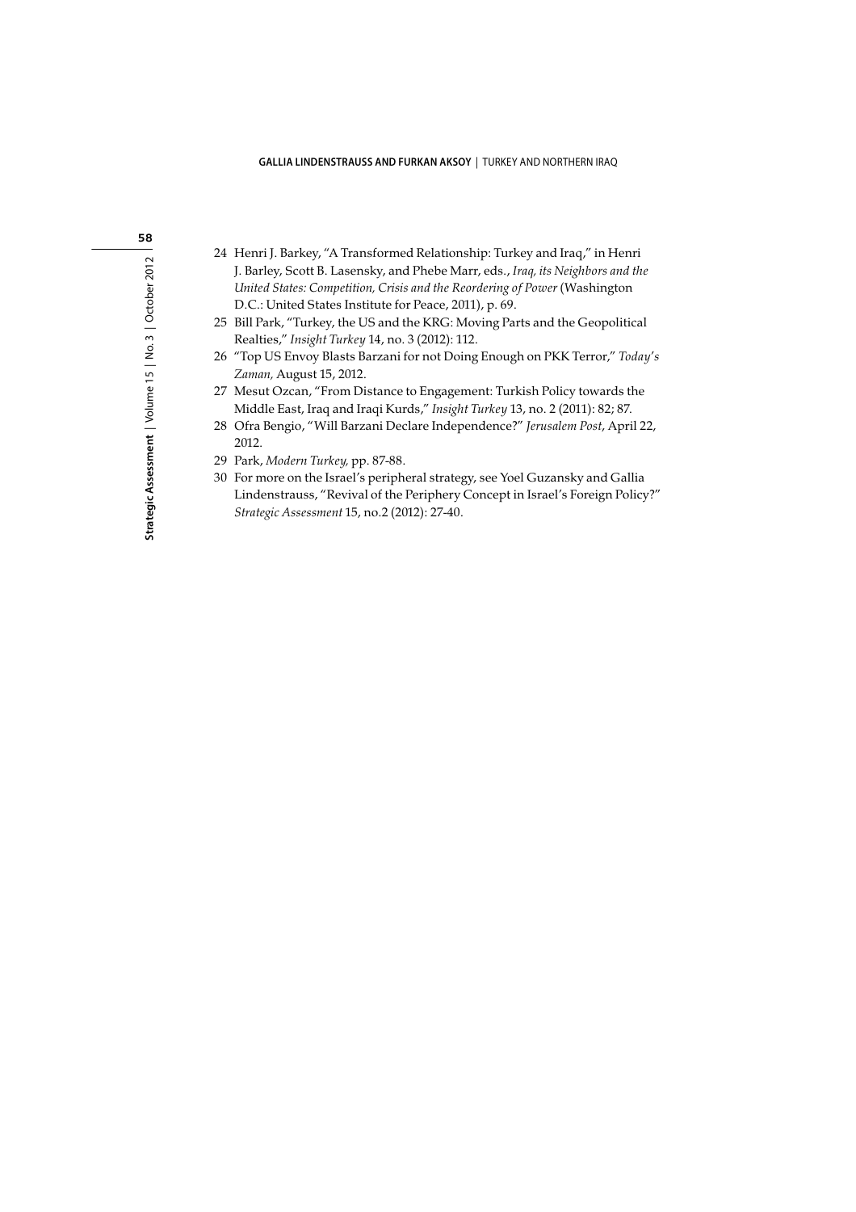24 Henri J. Barkey, "A Transformed Relationship: Turkey and Iraq," in Henri J. Barley, Scott B. Lasensky, and Phebe Marr, eds., *Iraq, its Neighbors and the United States: Competition, Crisis and the Reordering of Power* (Washington D.C.: United States Institute for Peace, 2011), p. 69.

25 Bill Park, "Turkey, the US and the KRG: Moving Parts and the Geopolitical Realties," *Insight Turkey* 14, no. 3 (2012): 112.

26 "Top US Envoy Blasts Barzani for not Doing Enough on PKK Terror," *Today's Zaman,* August 15, 2012.

27 Mesut Ozcan, "From Distance to Engagement: Turkish Policy towards the Middle East, Iraq and Iraqi Kurds," *Insight Turkey* 13, no. 2 (2011): 82; 87.

28 Ofra Bengio, "Will Barzani Declare Independence?" *Jerusalem Post*, April 22, 2012.

29 Park, *Modern Turkey,* pp. 87-88.

30 For more on the Israel's peripheral strategy, see Yoel Guzansky and Gallia Lindenstrauss, "Revival of the Periphery Concept in Israel's Foreign Policy?" *Strategic Assessment* 15, no.2 (2012): 27-40.